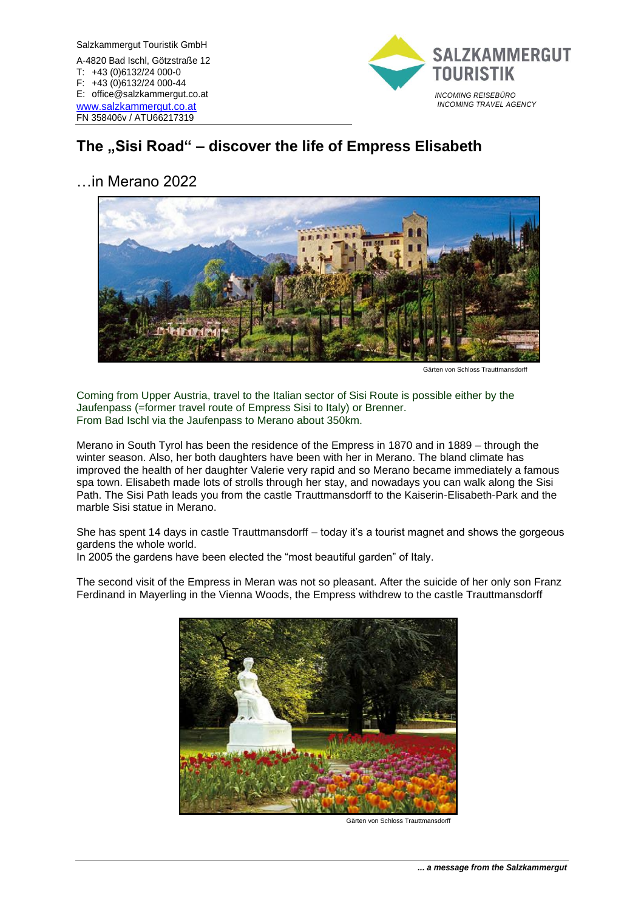Salzkammergut Touristik GmbH

A-4820 Bad Ischl, Götzstraße 12
T: +43 (0)6132/24 000-0
F: +43 (0)6132/24 000-44
E: office@salzkammergut.co.at
www.salzkammergut.co.at
FN 358406v / ATU66217319

SALZKAMMERGUT TOURISTIK
*INCOMING REISEBÜRO*
*INCOMING TRAVEL AGENCY*

# The „Sisi Road" – discover the life of Empress Elisabeth

## …in Merano 2022

Gärten von Schloss Trauttmansdorff

Coming from Upper Austria, travel to the Italian sector of Sisi Route is possible either by the Jaufenpass (=former travel route of Empress Sisi to Italy) or Brenner.
From Bad Ischl via the Jaufenpass to Merano about 350km.

Merano in South Tyrol has been the residence of the Empress in 1870 and in 1889 – through the winter season. Also, her both daughters have been with her in Merano. The bland climate has improved the health of her daughter Valerie very rapid and so Merano became immediately a famous spa town. Elisabeth made lots of strolls through her stay, and nowadays you can walk along the Sisi Path. The Sisi Path leads you from the castle Trauttmansdorff to the Kaiserin-Elisabeth-Park and the marble Sisi statue in Merano.

She has spent 14 days in castle Trauttmansdorff – today it's a tourist magnet and shows the gorgeous gardens the whole world.
In 2005 the gardens have been elected the "most beautiful garden" of Italy.

The second visit of the Empress in Meran was not so pleasant. After the suicide of her only son Franz Ferdinand in Mayerling in the Vienna Woods, the Empress withdrew to the castle Trauttmansdorff

Gärten von Schloss Trauttmansdorff

***... a message from the Salzkammergut***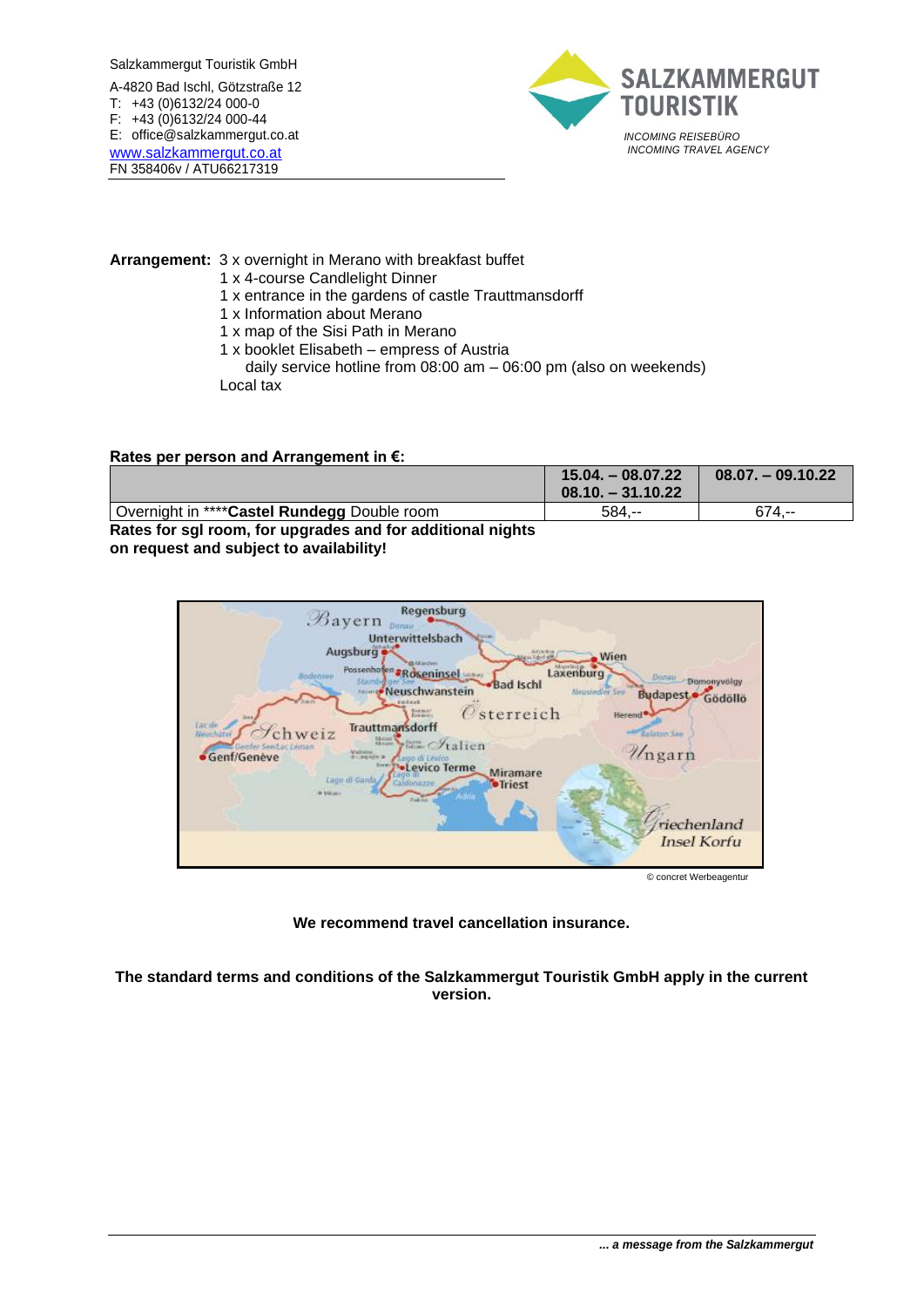Salzkammergut Touristik GmbH

A-4820 Bad Ischl, Götzstraße 12
T: +43 (0)6132/24 000-0
F: +43 (0)6132/24 000-44
E: office@salzkammergut.co.at
www.salzkammergut.co.at
FN 358406v / ATU66217319

**SALZKAMMERGUT TOURISTIK**

*INCOMING REISEBÜRO*
*INCOMING TRAVEL AGENCY*

**Arrangement:** 3 x overnight in Merano with breakfast buffet
1 x 4-course Candlelight Dinner
1 x entrance in the gardens of castle Trauttmansdorff
1 x Information about Merano
1 x map of the Sisi Path in Merano
1 x booklet Elisabeth – empress of Austria
daily service hotline from 08:00 am – 06:00 pm (also on weekends)
Local tax

**Rates per person and Arrangement in €:**

| | **15.04. – 08.07.22 08.10. – 31.10.22** | **08.07. – 09.10.22** |
|---|---|---|
| Overnight in ****Castel Rundegg** Double room | 584,-- | 674,-- |

**Rates for sgl room, for upgrades and for additional nights on request and subject to availability!**

Bayern
Regensburg
Donau
Unterwittelsbach
Augsburg
Bodensee
Possenhofen
Roseninsel
Starnberger See
Neuschwanstein
Bad Ischl
Wien
Laxenburg
Neusiedler See
Donau
Budapest
Domonyvölgy
Gödöllo
Herend
Balaton See
Österreich
Schweiz
Lac de Neuchâtel
Genfer See/Lac Léman
Genf/Genève
Trauttmansdorff
Italien
Lago di Levico
Levico Terme
Lago di Garda
Lago di Caldonazzo
Miramare
Triest
Adria
Ungarn
Griechenland
Insel Korfu

© concret Werbeagentur

**We recommend travel cancellation insurance.**

**The standard terms and conditions of the Salzkammergut Touristik GmbH apply in the current version.**

***... a message from the Salzkammergut***